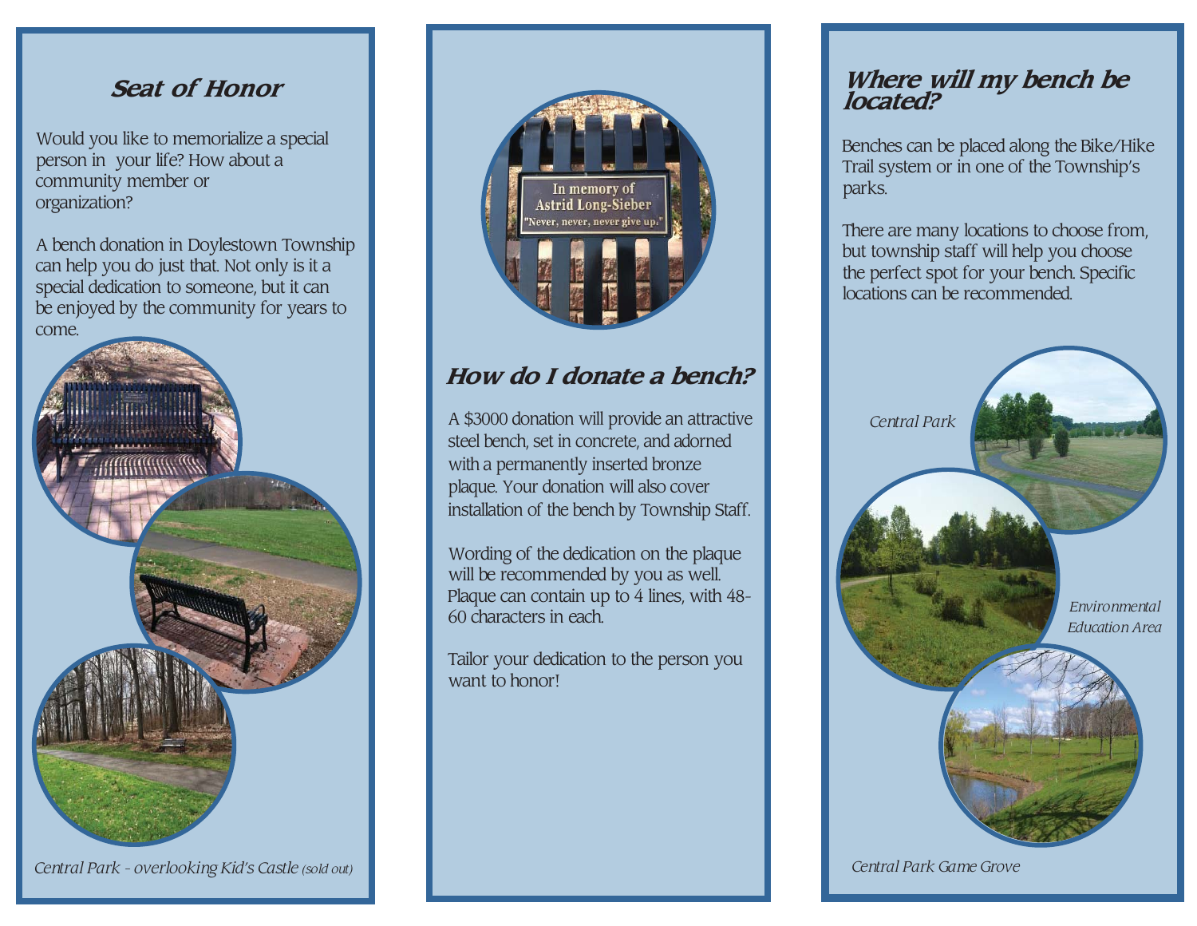## Seat of Honor

Would you like to memorialize a special person in your life? How about a community member or organization?

A bench donation in Doylestown Township can help you do just that. Not only is it a special dedication to someone, but it can be enjoyed by the community for years to come.

*Central Park - overlooking Kid's Castle (sold out)*

## How do I donate a bench?

A $3000 donation will provide an attractive steel bench, set in concrete, and adorned with a permanently inserted bronze plaque. Your donation will also cover installation of the bench by Township Staff.

Wording of the dedication on the plaque will be recommended by you as well. Plaque can contain up to 4 lines, with 48-60 characters in each.

Tailor your dedication to the person you want to honor!

## Where will my bench be located?

Benches can be placed along the Bike/Hike Trail system or in one of the Township's parks.

There are many locations to choose from, but township staff will help you choose the perfect spot for your bench. Specific locations can be recommended.

*Central Park*

*Environmental Education Area*

*Central Park Game Grove*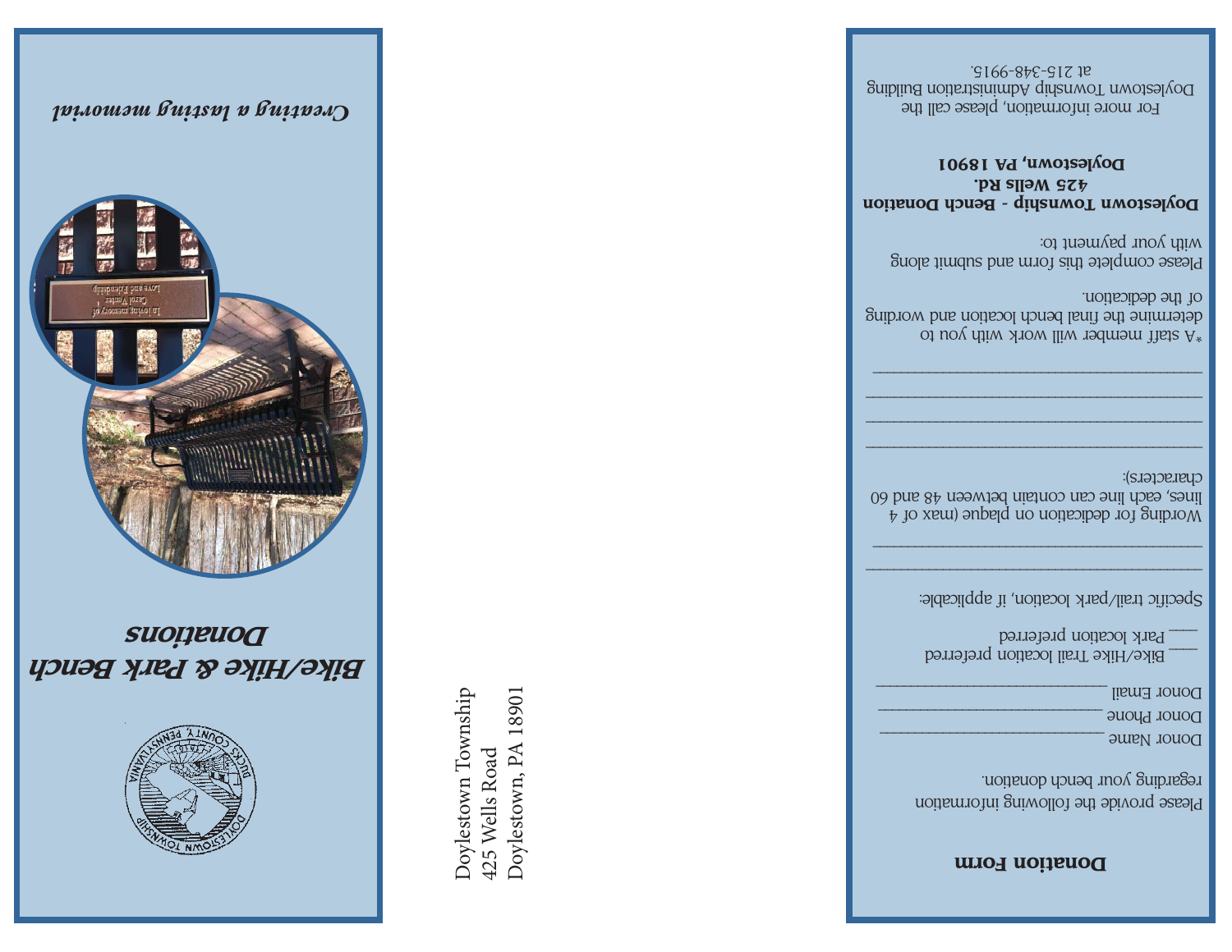## Donation Form

Please provide the following information regarding your bench donation.

Donor Name ___________________________

Donor Phone ___________________________

Donor Email ___________________________

___ Bike/Hike Trail location preferred

___ Park location preferred

Specific trail/park location, if applicable:

___________________________________________

___________________________________________

Wording for dedication on plaque (max of 4 lines, each line can contain between 48 and 60 characters):

___________________________________________

___________________________________________

___________________________________________

___________________________________________

*A staff member will work with you to determine the final bench location and wording of the dedication.

Please complete this form and submit along with your payment to:

**Doylestown Township - Bench Donation**
**425 Wells Rd.**
**Doylestown, PA 18901**

For more information, please call the Doylestown Township Administration Building at 215-348-9915.

Doylestown Township
425 Wells Road
Doylestown, PA 18901

# *Bike/Hike & Park Bench Donations*

*Creating a lasting memorial*